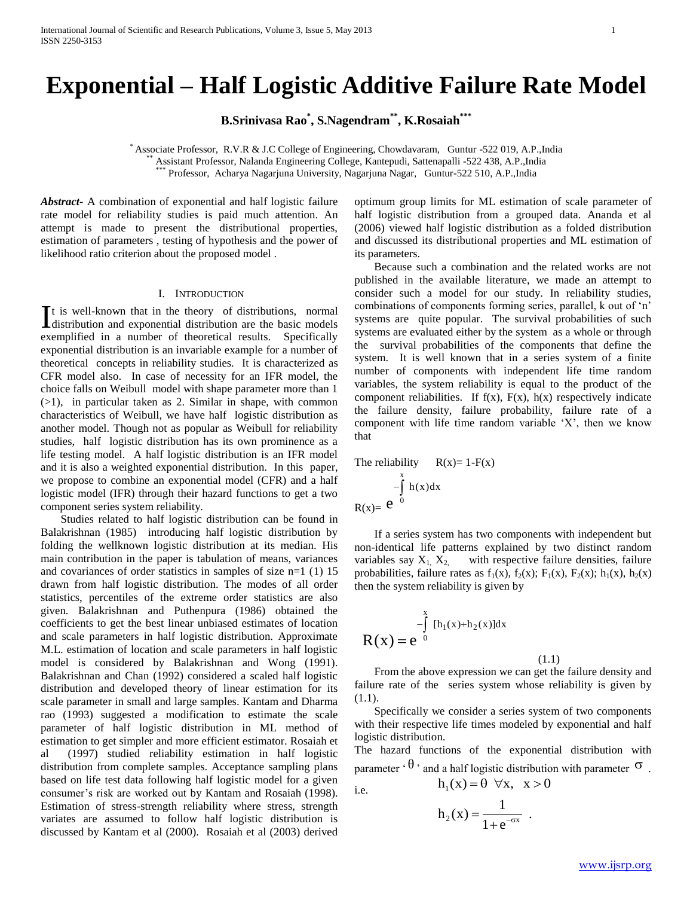# Exponential – Half Logistic Additive Failure Rate Model

**B.Srinivasa Rao[*], S.Nagendram[**], K.Rosaiah[***]**

[*] Associate Professor, R.V.R & J.C College of Engineering, Chowdavaram, Guntur -522 019, A.P.,India
[**] Assistant Professor, Nalanda Engineering College, Kantepudi, Sattenapalli -522 438, A.P.,India
[***] Professor, Acharya Nagarjuna University, Nagarjuna Nagar, Guntur-522 510, A.P.,India

***Abstract-*** A combination of exponential and half logistic failure rate model for reliability studies is paid much attention. An attempt is made to present the distributional properties, estimation of parameters , testing of hypothesis and the power of likelihood ratio criterion about the proposed model .

## I. Introduction

It is well-known that in the theory of distributions, normal distribution and exponential distribution are the basic models exemplified in a number of theoretical results. Specifically exponential distribution is an invariable example for a number of theoretical concepts in reliability studies. It is characterized as CFR model also. In case of necessity for an IFR model, the choice falls on Weibull model with shape parameter more than 1 (>1), in particular taken as 2. Similar in shape, with common characteristics of Weibull, we have half logistic distribution as another model. Though not as popular as Weibull for reliability studies, half logistic distribution has its own prominence as a life testing model. A half logistic distribution is an IFR model and it is also a weighted exponential distribution. In this paper, we propose to combine an exponential model (CFR) and a half logistic model (IFR) through their hazard functions to get a two component series system reliability.

Studies related to half logistic distribution can be found in Balakrishnan (1985) introducing half logistic distribution by folding the wellknown logistic distribution at its median. His main contribution in the paper is tabulation of means, variances and covariances of order statistics in samples of size n=1 (1) 15 drawn from half logistic distribution. The modes of all order statistics, percentiles of the extreme order statistics are also given. Balakrishnan and Puthenpura (1986) obtained the coefficients to get the best linear unbiased estimates of location and scale parameters in half logistic distribution. Approximate M.L. estimation of location and scale parameters in half logistic model is considered by Balakrishnan and Wong (1991). Balakrishnan and Chan (1992) considered a scaled half logistic distribution and developed theory of linear estimation for its scale parameter in small and large samples. Kantam and Dharma rao (1993) suggested a modification to estimate the scale parameter of half logistic distribution in ML method of estimation to get simpler and more efficient estimator. Rosaiah et al (1997) studied reliability estimation in half logistic distribution from complete samples. Acceptance sampling plans based on life test data following half logistic model for a given consumer's risk are worked out by Kantam and Rosaiah (1998). Estimation of stress-strength reliability where stress, strength variates are assumed to follow half logistic distribution is discussed by Kantam et al (2000). Rosaiah et al (2003) derived optimum group limits for ML estimation of scale parameter of half logistic distribution from a grouped data. Ananda et al (2006) viewed half logistic distribution as a folded distribution and discussed its distributional properties and ML estimation of its parameters.

Because such a combination and the related works are not published in the available literature, we made an attempt to consider such a model for our study. In reliability studies, combinations of components forming series, parallel, k out of 'n' systems are quite popular. The survival probabilities of such systems are evaluated either by the system as a whole or through the survival probabilities of the components that define the system. It is well known that in a series system of a finite number of components with independent life time random variables, the system reliability is equal to the product of the component reliabilities. If f(x), F(x), h(x) respectively indicate the failure density, failure probability, failure rate of a component with life time random variable 'X', then we know that

The reliability $R(x) = 1 - F(x)$

$$R(x) = e^{-\int_0^x h(x)dx}$$

If a series system has two components with independent but non-identical life patterns explained by two distinct random variables say $X_1, X_2$, with respective failure densities, failure probabilities, failure rates as $f_1(x)$, $f_2(x)$; $F_1(x)$, $F_2(x)$; $h_1(x)$, $h_2(x)$ then the system reliability is given by

$$R(x) = e^{-\int_0^x [h_1(x)+h_2(x)]dx} \tag{1.1}$$

From the above expression we can get the failure density and failure rate of the series system whose reliability is given by (1.1).

Specifically we consider a series system of two components with their respective life times modeled by exponential and half logistic distribution.

The hazard functions of the exponential distribution with parameter '$\theta$', and a half logistic distribution with parameter $\sigma$.

i.e. $h_1(x) = \theta \;\; \forall x, \;\; x > 0$

$$h_2(x) = \frac{1}{1+e^{-\sigma x}} \; .$$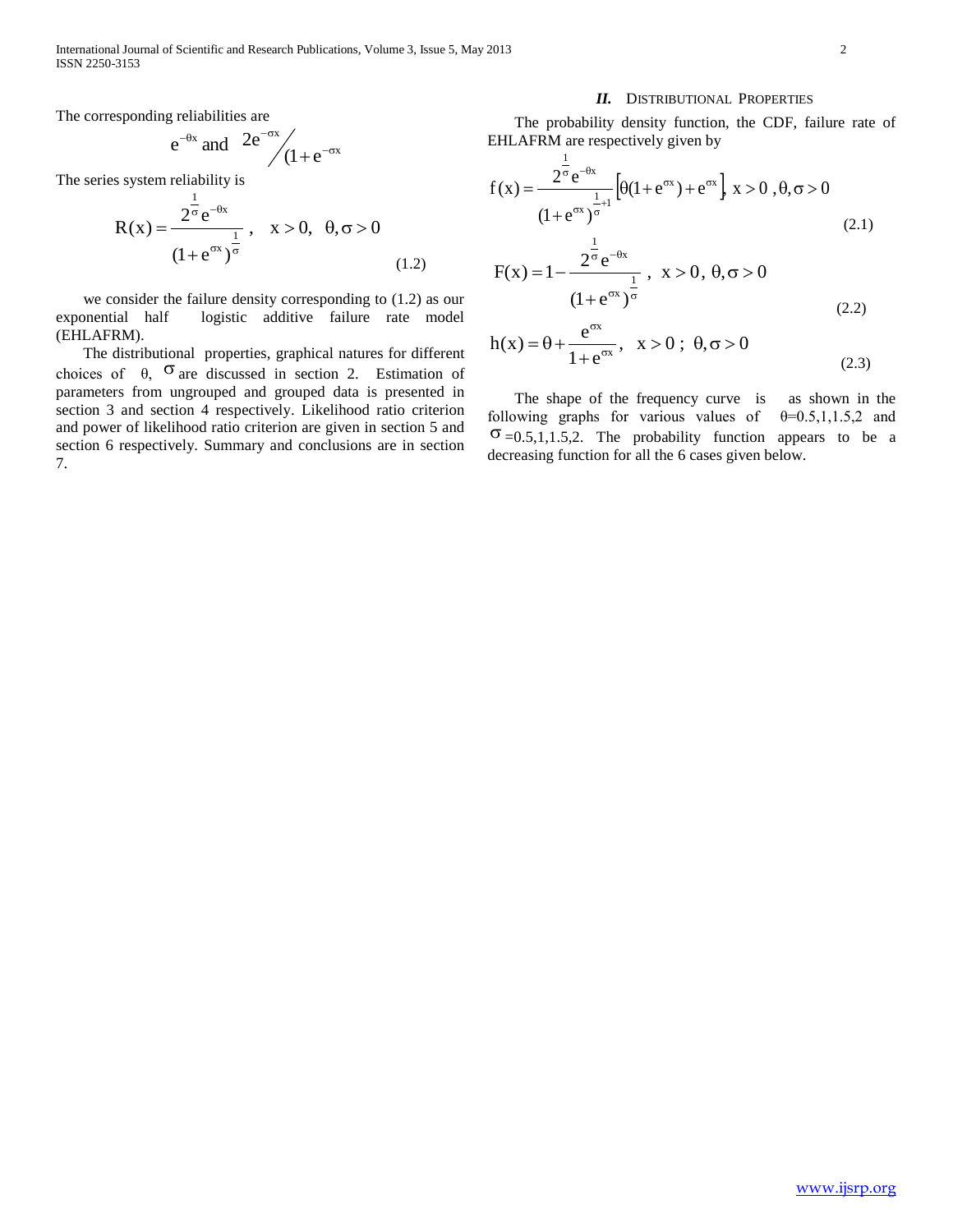The corresponding reliabilities are

$$e^{-\theta x} \text{ and } 2e^{-\sigma x}\big/(1+e^{-\sigma x})$$

The series system reliability is

$$R(x) = \frac{2^{\frac{1}{\sigma}} e^{-\theta x}}{(1+e^{\sigma x})^{\frac{1}{\sigma}}}, \quad x > 0, \quad \theta, \sigma > 0 \tag{1.2}$$

we consider the failure density corresponding to (1.2) as our exponential half logistic additive failure rate model (EHLAFRM).

The distributional properties, graphical natures for different choices of $\theta$, $\sigma$ are discussed in section 2. Estimation of parameters from ungrouped and grouped data is presented in section 3 and section 4 respectively. Likelihood ratio criterion and power of likelihood ratio criterion are given in section 5 and section 6 respectively. Summary and conclusions are in section 7.

## II. Distributional Properties

The probability density function, the CDF, failure rate of EHLAFRM are respectively given by

$$f(x) = \frac{2^{\frac{1}{\sigma}} e^{-\theta x}}{(1+e^{\sigma x})^{\frac{1}{\sigma}+1}} \left[\theta(1+e^{\sigma x}) + e^{\sigma x}\right], \; x > 0, \; \theta, \sigma > 0 \tag{2.1}$$

$$F(x) = 1 - \frac{2^{\frac{1}{\sigma}} e^{-\theta x}}{(1+e^{\sigma x})^{\frac{1}{\sigma}}}, \; x > 0, \; \theta, \sigma > 0 \tag{2.2}$$

$$h(x) = \theta + \frac{e^{\sigma x}}{1+e^{\sigma x}}, \quad x > 0 \; ; \; \theta, \sigma > 0 \tag{2.3}$$

The shape of the frequency curve is as shown in the following graphs for various values of $\theta$=0.5,1,1.5,2 and $\sigma$=0.5,1,1.5,2. The probability function appears to be a decreasing function for all the 6 cases given below.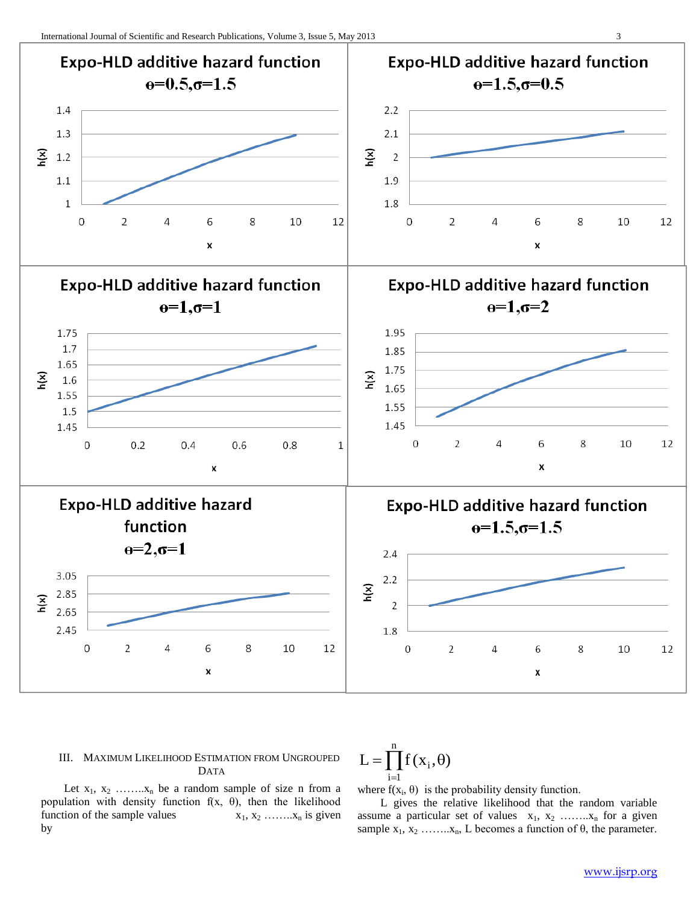Expo-HLD additive hazard function θ=0.5,σ=1.5

Expo-HLD additive hazard function θ=1.5,σ=0.5

Expo-HLD additive hazard function θ=1,σ=1

Expo-HLD additive hazard function θ=1,σ=2

Expo-HLD additive hazard function θ=2,σ=1

Expo-HLD additive hazard function θ=1.5,σ=1.5

## III. Maximum Likelihood Estimation from Ungrouped Data

Let $x_1, x_2 \ldots\ldots x_n$ be a random sample of size n from a population with density function $f(x, \theta)$, then the likelihood function of the sample values $x_1, x_2 \ldots\ldots x_n$ is given by

$$L = \prod_{i=1}^{n} f(x_i, \theta)$$

where $f(x_i, \theta)$ is the probability density function.

L gives the relative likelihood that the random variable assume a particular set of values $x_1, x_2 \ldots\ldots x_n$ for a given sample $x_1, x_2 \ldots\ldots x_n$, L becomes a function of θ, the parameter.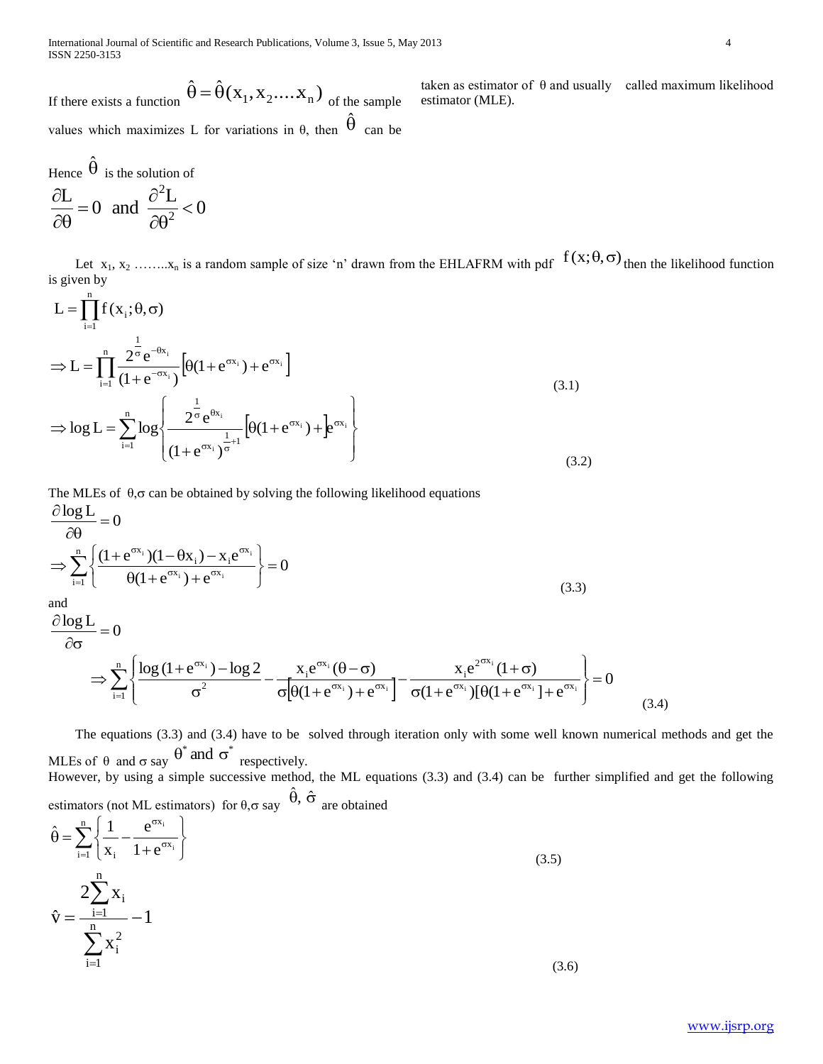If there exists a function $\hat{\theta} = \hat{\theta}(x_1, x_2 .... x_n)$ of the sample values which maximizes L for variations in θ, then $\hat{\theta}$ can be taken as estimator of θ and usually called maximum likelihood estimator (MLE).

Hence $\hat{\theta}$ is the solution of

$$\frac{\partial L}{\partial \theta} = 0 \text{ and } \frac{\partial^2 L}{\partial \theta^2} < 0$$

Let $x_1, x_2 ........ x_n$ is a random sample of size 'n' drawn from the EHLAFRM with pdf $f(x;\theta,\sigma)$ then the likelihood function is given by

$$L = \prod_{i=1}^{n} f(x_i;\theta,\sigma)$$

$$\Rightarrow L = \prod_{i=1}^{n} \frac{2^{\frac{1}{\sigma}} e^{-\theta x_i}}{(1+e^{-\sigma x_i})} \left[\theta(1+e^{\sigma x_i}) + e^{\sigma x_i}\right] \tag{3.1}$$

$$\Rightarrow \log L = \sum_{i=1}^{n} \log \left\{ \frac{2^{\frac{1}{\sigma}} e^{\theta x_i}}{(1+e^{\sigma x_i})^{\frac{1}{\sigma}+1}} \left[\theta(1+e^{\sigma x_i}) + \right] e^{\sigma x_i} \right\} \tag{3.2}$$

The MLEs of θ,σ can be obtained by solving the following likelihood equations

$$\frac{\partial \log L}{\partial \theta} = 0$$

$$\Rightarrow \sum_{i=1}^{n} \left\{ \frac{(1+e^{\sigma x_i})(1-\theta x_i) - x_i e^{\sigma x_i}}{\theta(1+e^{\sigma x_i}) + e^{\sigma x_i}} \right\} = 0 \tag{3.3}$$

and

$$\frac{\partial \log L}{\partial \sigma} = 0$$

$$\Rightarrow \sum_{i=1}^{n} \left\{ \frac{\log(1+e^{\sigma x_i}) - \log 2}{\sigma^2} - \frac{x_i e^{\sigma x_i}(\theta - \sigma)}{\sigma\left[\theta(1+e^{\sigma x_i}) + e^{\sigma x_i}\right]} - \frac{x_i e^{2^{\sigma x_i}}(1+\sigma)}{\sigma(1+e^{\sigma x_i})[\theta(1+e^{\sigma x_i}] + e^{\sigma x_i}} \right\} = 0 \tag{3.4}$$

The equations (3.3) and (3.4) have to be solved through iteration only with some well known numerical methods and get the MLEs of θ and σ say $\theta^*$ and $\sigma^*$ respectively.

However, by using a simple successive method, the ML equations (3.3) and (3.4) can be further simplified and get the following estimators (not ML estimators) for θ,σ say $\hat{\theta}$, $\hat{\sigma}$ are obtained

$$\hat{\theta} = \sum_{i=1}^{n} \left\{ \frac{1}{x_i} - \frac{e^{\sigma x_i}}{1+e^{\sigma x_i}} \right\} \tag{3.5}$$

$$\hat{v} = \frac{2\sum_{i=1}^{n} x_i}{\sum_{i=1}^{n} x_i^2} - 1 \tag{3.6}$$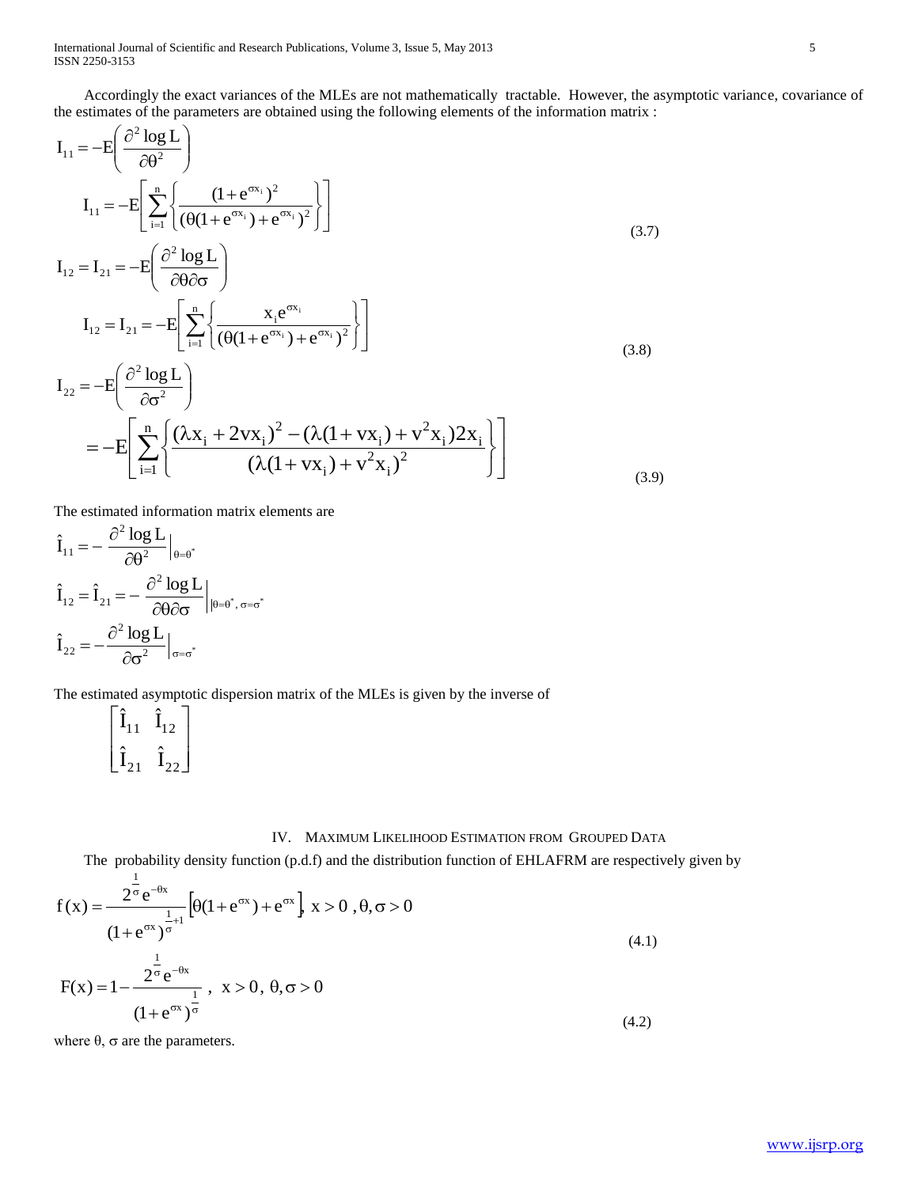Accordingly the exact variances of the MLEs are not mathematically tractable. However, the asymptotic variance, covariance of the estimates of the parameters are obtained using the following elements of the information matrix :

$$I_{11} = -E\left(\frac{\partial^2 \log L}{\partial \theta^2}\right)$$

$$I_{11} = -E\left[\sum_{i=1}^{n}\left\{\frac{(1+e^{\sigma x_i})^2}{(\theta(1+e^{\sigma x_i})+e^{\sigma x_i})^2}\right\}\right] \tag{3.7}$$

$$I_{12} = I_{21} = -E\left(\frac{\partial^2 \log L}{\partial \theta \partial \sigma}\right)$$

$$I_{12} = I_{21} = -E\left[\sum_{i=1}^{n}\left\{\frac{x_i e^{\sigma x_i}}{(\theta(1+e^{\sigma x_i})+e^{\sigma x_i})^2}\right\}\right] \tag{3.8}$$

$$I_{22} = -E\left(\frac{\partial^2 \log L}{\partial \sigma^2}\right)$$

$$= -E\left[\sum_{i=1}^{n}\left\{\frac{(\lambda x_i + 2v x_i)^2 - (\lambda(1+v x_i)+v^2 x_i)2x_i}{(\lambda(1+v x_i)+v^2 x_i)^2}\right\}\right] \tag{3.9}$$

The estimated information matrix elements are

$$\hat{I}_{11} = -\frac{\partial^2 \log L}{\partial \theta^2}\Big|_{\theta=\theta^*}$$

$$\hat{I}_{12} = \hat{I}_{21} = -\frac{\partial^2 \log L}{\partial \theta \partial \sigma}\Big|_{\theta=\theta^*,\, \sigma=\sigma^*}$$

$$\hat{I}_{22} = -\frac{\partial^2 \log L}{\partial \sigma^2}\Big|_{\sigma=\sigma^*}$$

The estimated asymptotic dispersion matrix of the MLEs is given by the inverse of

$$\begin{bmatrix} \hat{I}_{11} & \hat{I}_{12} \\ \hat{I}_{21} & \hat{I}_{22} \end{bmatrix}$$

## IV. Maximum Likelihood Estimation from Grouped Data

The probability density function (p.d.f) and the distribution function of EHLAFRM are respectively given by

$$f(x) = \frac{2^{\frac{1}{\sigma}} e^{-\theta x}}{(1+e^{\sigma x})^{\frac{1}{\sigma}+1}}\left[\theta(1+e^{\sigma x})+e^{\sigma x}\right],\ x>0\ ,\theta,\sigma>0 \tag{4.1}$$

$$F(x) = 1 - \frac{2^{\frac{1}{\sigma}} e^{-\theta x}}{(1+e^{\sigma x})^{\frac{1}{\sigma}}}\ ,\ x>0,\ \theta,\sigma>0 \tag{4.2}$$

where $\theta$, $\sigma$ are the parameters.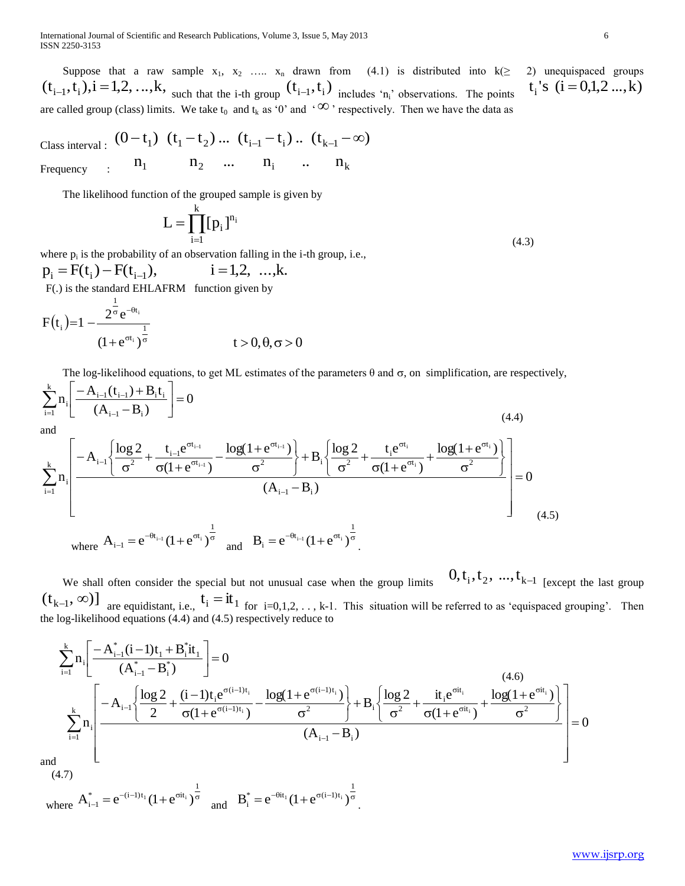Suppose that a raw sample $x_1$, $x_2$ ….. $x_n$ drawn from (4.1) is distributed into k(≥ 2) unequispaced groups $(t_{i-1}, t_i), i = 1,2, ..., k,$ such that the i-th group $(t_{i-1}, t_i)$ includes '$n_i$' observations. The points $t_i$'s $(i = 0,1,2 ..., k)$ are called group (class) limits. We take $t_0$ and $t_k$ as '0' and '$\infty$' respectively. Then we have the data as

| Class interval : | $(0-t_1)$ | $(t_1-t_2)$ | ... | $(t_{i-1}-t_i)$ | .. | $(t_{k-1}-\infty)$ |
|---|---|---|---|---|---|---|
| Frequency : | $n_1$ | $n_2$ | ... | $n_i$ | .. | $n_k$ |

The likelihood function of the grouped sample is given by

$$L = \prod_{i=1}^{k} [p_i]^{n_i} \tag{4.3}$$

where $p_i$ is the probability of an observation falling in the i-th group, i.e.,

$$p_i = F(t_i) - F(t_{i-1}), \qquad i = 1,2, \; ..., k.$$

F(.) is the standard EHLAFRM function given by

$$F(t_i) = 1 - \frac{2^{\frac{1}{\sigma}} e^{-\theta t_i}}{(1+e^{\sigma t_i})^{\frac{1}{\sigma}}} \qquad t > 0, \theta, \sigma > 0$$

The log-likelihood equations, to get ML estimates of the parameters θ and σ, on simplification, are respectively,

$$\sum_{i=1}^{k} n_i \left[ \frac{-A_{i-1}(t_{i-1}) + B_i t_i}{(A_{i-1} - B_i)} \right] = 0 \tag{4.4}$$

and

$$\sum_{i=1}^{k} n_i \left[ \frac{-A_{i-1}\left\{ \frac{\log 2}{\sigma^2} + \frac{t_{i-1} e^{\sigma t_{i-1}}}{\sigma(1+e^{\sigma t_{i-1}})} - \frac{\log(1+e^{\sigma t_{i-1}})}{\sigma^2} \right\} + B_i \left\{ \frac{\log 2}{\sigma^2} + \frac{t_i e^{\sigma t_i}}{\sigma(1+e^{\sigma t_i})} + \frac{\log(1+e^{\sigma t_i})}{\sigma^2} \right\}}{(A_{i-1} - B_i)} \right] = 0 \tag{4.5}$$

where $A_{i-1} = e^{-\theta t_{i-1}} (1+e^{\sigma t_i})^{\frac{1}{\sigma}}$ and $B_i = e^{-\theta t_{i-1}} (1+e^{\sigma t_i})^{\frac{1}{\sigma}}$.

We shall often consider the special but not unusual case when the group limits $0, t_i, t_2, \; ..., t_{k-1}$ [except the last group $(t_{k-1}, \infty)$] are equidistant, i.e., $t_i = it_1$ for i=0,1,2, . . , k-1. This situation will be referred to as 'equispaced grouping'. Then the log-likelihood equations (4.4) and (4.5) respectively reduce to

$$\sum_{i=1}^{k} n_i \left[ \frac{-A^*_{i-1}(i-1)t_1 + B^*_i it_1}{(A^*_{i-1} - B^*_i)} \right] = 0 \tag{4.6}$$

and

$$\sum_{i=1}^{k} n_i \left[ \frac{-A_{i-1}\left\{ \frac{\log 2}{2} + \frac{(i-1)t_i e^{\sigma(i-1)t_i}}{\sigma(1+e^{\sigma(i-1)t_i})} - \frac{\log(1+e^{\sigma(i-1)t_i})}{\sigma^2} \right\} + B_i \left\{ \frac{\log 2}{\sigma^2} + \frac{it_i e^{\sigma it_i}}{\sigma(1+e^{\sigma it_i})} + \frac{\log(1+e^{\sigma it_i})}{\sigma^2} \right\}}{(A_{i-1} - B_i)} \right] = 0 \tag{4.7}$$

where $A^*_{i-1} = e^{-(i-1)t_1} (1+e^{\sigma it_i})^{\frac{1}{\sigma}}$ and $B^*_i = e^{-\theta it_1} (1+e^{\sigma(i-1)t_i})^{\frac{1}{\sigma}}$.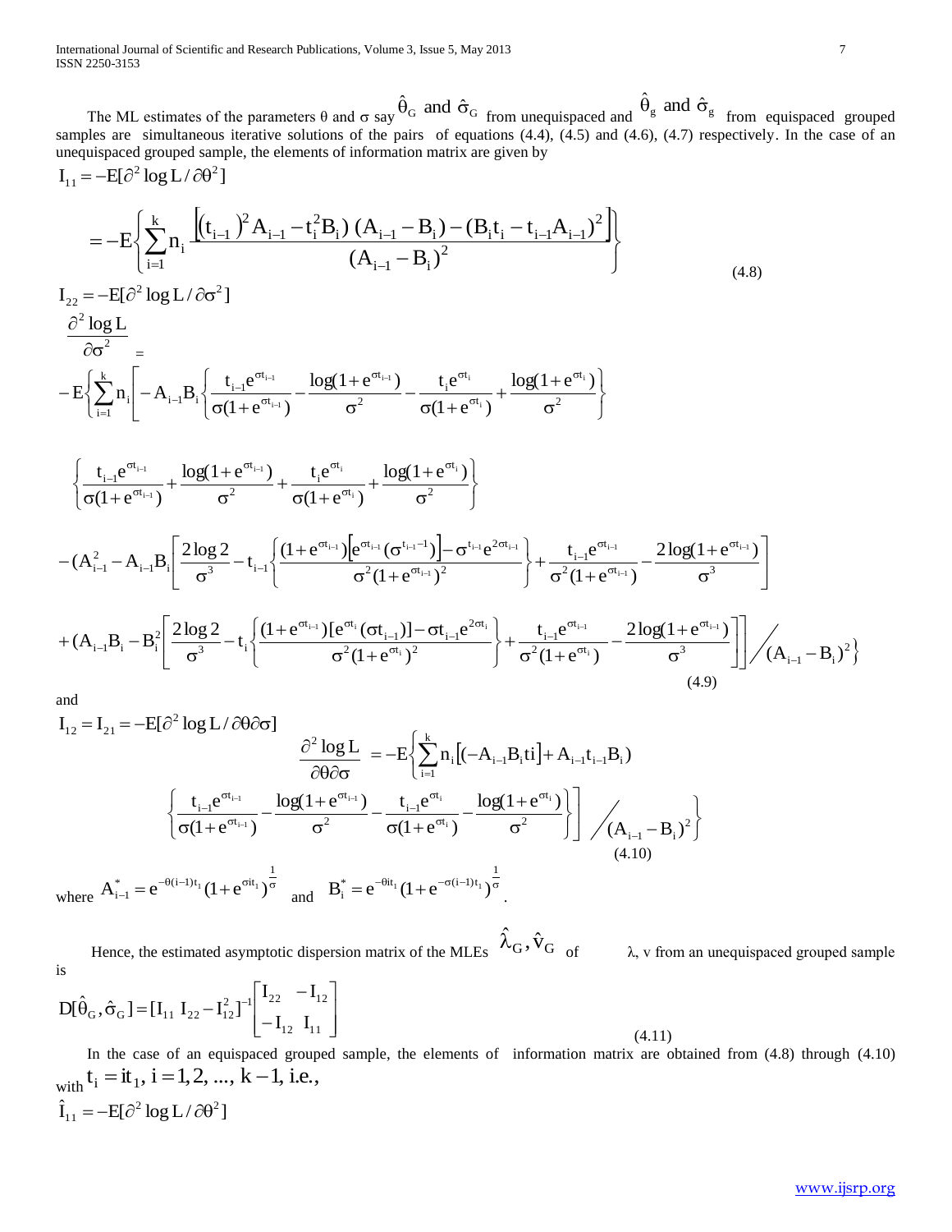The ML estimates of the parameters θ and σ say $\hat{\theta}_G$ and $\hat{\sigma}_G$ from unequispaced and $\hat{\theta}_g$ and $\hat{\sigma}_g$ from equispaced grouped samples are simultaneous iterative solutions of the pairs of equations (4.4), (4.5) and (4.6), (4.7) respectively. In the case of an unequispaced grouped sample, the elements of information matrix are given by

$$I_{11} = -E[\partial^2 \log L / \partial\theta^2]$$

$$= -E\left\{\sum_{i=1}^{k} n_i \frac{\left[\left((t_{i-1})^2 A_{i-1} - t_i^2 B_i\right)(A_{i-1} - B_i) - (B_i t_i - t_{i-1}A_{i-1})^2\right]}{(A_{i-1} - B_i)^2}\right\} \tag{4.8}$$

$$I_{22} = -E[\partial^2 \log L / \partial\sigma^2]$$

$$\frac{\partial^2 \log L}{\partial\sigma^2} =$$

$$-E\left\{\sum_{i=1}^{k} n_i \left[-A_{i-1}B_i\left\{\frac{t_{i-1}e^{\sigma t_{i-1}}}{\sigma(1+e^{\sigma t_{i-1}})} - \frac{\log(1+e^{\sigma t_{i-1}})}{\sigma^2} - \frac{t_i e^{\sigma t_i}}{\sigma(1+e^{\sigma t_i})} + \frac{\log(1+e^{\sigma t_i})}{\sigma^2}\right\}\right.\right.$$

$$\left\{\frac{t_{i-1}e^{\sigma t_{i-1}}}{\sigma(1+e^{\sigma t_{i-1}})} + \frac{\log(1+e^{\sigma t_{i-1}})}{\sigma^2} + \frac{t_i e^{\sigma t_i}}{\sigma(1+e^{\sigma t_i})} + \frac{\log(1+e^{\sigma t_i})}{\sigma^2}\right\}$$

$$-(A_{i-1}^2 - A_{i-1}B_i\left[\frac{2\log 2}{\sigma^3} - t_{i-1}\left\{\frac{(1+e^{\sigma t_{i-1}})\left[e^{\sigma t_{i-1}}(\sigma^{t_{i-1}-1})\right] - \sigma^{t_{i-1}}e^{2\sigma t_{i-1}}}{\sigma^2(1+e^{\sigma t_{i-1}})^2}\right\} + \frac{t_{i-1}e^{\sigma t_{i-1}}}{\sigma^2(1+e^{\sigma t_{i-1}})} - \frac{2\log(1+e^{\sigma t_{i-1}})}{\sigma^3}\right]$$

$$\left.\left.+(A_{i-1}B_i - B_i^2\left[\frac{2\log 2}{\sigma^3} - t_i\left\{\frac{(1+e^{\sigma t_{i-1}})[e^{\sigma t_i}(\sigma t_{i-1})] - \sigma t_{i-1}e^{2\sigma t_i}}{\sigma^2(1+e^{\sigma t_i})^2}\right\} + \frac{t_{i-1}e^{\sigma t_{i-1}}}{\sigma^2(1+e^{\sigma t_i})} - \frac{2\log(1+e^{\sigma t_{i-1}})}{\sigma^3}\right]\right] \Big/ (A_{i-1} - B_i)^2\right\} \tag{4.9}$$

and

$$I_{12} = I_{21} = -E[\partial^2 \log L / \partial\theta\partial\sigma]$$

$$\frac{\partial^2 \log L}{\partial\theta\partial\sigma} = -E\left\{\sum_{i=1}^{k} n_i \left[(-A_{i-1}B_i ti\right] + A_{i-1}t_{i-1}B_i)\right.$$

$$\left.\left\{\frac{t_{i-1}e^{\sigma t_{i-1}}}{\sigma(1+e^{\sigma t_{i-1}})} - \frac{\log(1+e^{\sigma t_{i-1}})}{\sigma^2} - \frac{t_{i-1}e^{\sigma t_i}}{\sigma(1+e^{\sigma t_i})} - \frac{\log(1+e^{\sigma t_i})}{\sigma^2}\right\}\right] \Big/ (A_{i-1} - B_i)^2\right\} \tag{4.10}$$

where $A_{i-1}^* = e^{-\theta(i-1)t_1}(1+e^{\sigma i t_1})^{\frac{1}{\sigma}}$ and $B_i^* = e^{-\theta i t_1}(1+e^{-\sigma(i-1)t_1})^{\frac{1}{\sigma}}$.

Hence, the estimated asymptotic dispersion matrix of the MLEs $\hat{\lambda}_G, \hat{v}_G$ of λ, v from an unequispaced grouped sample is

$$D[\hat{\theta}_G, \hat{\sigma}_G] = [I_{11}\ I_{22} - I_{12}^2]^{-1}\begin{bmatrix} I_{22} & -I_{12} \\ -I_{12} & I_{11} \end{bmatrix} \tag{4.11}$$

In the case of an equispaced grouped sample, the elements of information matrix are obtained from (4.8) through (4.10) with $t_i = it_1, i = 1, 2, ..., k-1$, i.e.,

$$\hat{I}_{11} = -E[\partial^2 \log L / \partial\theta^2]$$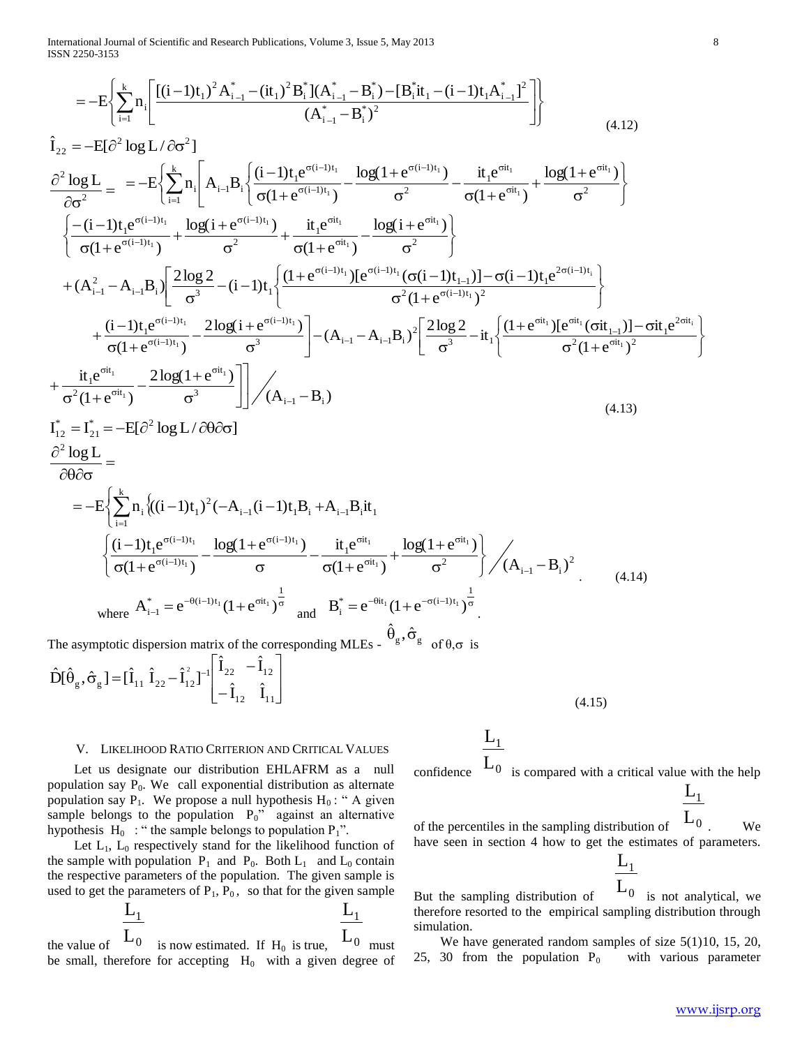$$= -E\left\{\sum_{i=1}^{k} n_i \left[\frac{[(i-1)t_1)^2 A^*_{i-1} - (it_1)^2 B^*_i](A^*_{i-1} - B^*_i) - [B^*_i it_1 - (i-1)t_1 A^*_{i-1}]^2}{(A^*_{i-1} - B^*_i)^2}\right]\right\} \tag{4.12}$$

$$\hat{I}_{22} = -E[\partial^2 \log L / \partial\sigma^2]$$

$$\frac{\partial^2 \log L}{\partial\sigma^2} = -E\left\{\sum_{i=1}^{k} n_i \left[ A_{i-1}B_i \left\{\frac{(i-1)t_1 e^{\sigma(i-1)t_1}}{\sigma(1+e^{\sigma(i-1)t_1})} - \frac{\log(1+e^{\sigma(i-1)t_1})}{\sigma^2} - \frac{it_1 e^{\sigma it_1}}{\sigma(1+e^{\sigma it_1})} + \frac{\log(1+e^{\sigma it_1})}{\sigma^2}\right\}\right.\right.$$

$$\left\{\frac{-(i-1)t_1 e^{\sigma(i-1)t_1}}{\sigma(1+e^{\sigma(i-1)t_1})} + \frac{\log(i+e^{\sigma(i-1)t_1})}{\sigma^2} + \frac{it_1 e^{\sigma it_1}}{\sigma(1+e^{\sigma it_1})} - \frac{\log(i+e^{\sigma it_1})}{\sigma^2}\right\}$$

$$+ (A^2_{i-1} - A_{i-1}B_i)\left[\frac{2\log 2}{\sigma^3} - (i-1)t_1 \left\{\frac{(1+e^{\sigma(i-1)t_1})[e^{\sigma(i-1)t_1}(\sigma(i-1)t_{1-1})] - \sigma(i-1)t_1 e^{2\sigma(i-1)t_i}}{\sigma^2(1+e^{\sigma(i-1)t_1})^2}\right\}\right.$$

$$\left. + \frac{(i-1)t_1 e^{\sigma(i-1)t_1}}{\sigma(1+e^{\sigma(i-1)t_1})} - \frac{2\log(i+e^{\sigma(i-1)t_1})}{\sigma^3}\right] - (A_{i-1} - A_{i-1}B_i)^2 \left[\frac{2\log 2}{\sigma^3} - it_1 \left\{\frac{(1+e^{\sigma it_1})[e^{\sigma it_1}(\sigma it_{1-1})] - \sigma it_1 e^{2\sigma it_i}}{\sigma^2(1+e^{\sigma it_1})^2}\right\}\right.$$

$$\left.\left.\left. + \frac{it_1 e^{\sigma it_1}}{\sigma^2(1+e^{\sigma it_1})} - \frac{2\log(1+e^{\sigma it_1})}{\sigma^3}\right]\right]\right\} \Big/ (A_{i-1} - B_i) \tag{4.13}$$

$$I^*_{12} = I^*_{21} = -E[\partial^2 \log L / \partial\theta\partial\sigma]$$

$$\frac{\partial^2 \log L}{\partial\theta\partial\sigma} =$$

$$= -E\left\{\sum_{i=1}^{k} n_i \left\{((i-1)t_1)^2(-A_{i-1}(i-1)t_1 B_i + A_{i-1}B_i it_1\right.\right.$$

$$\left.\left.\left\{\frac{(i-1)t_1 e^{\sigma(i-1)t_1}}{\sigma(1+e^{\sigma(i-1)t_1})} - \frac{\log(1+e^{\sigma(i-1)t_1})}{\sigma} - \frac{it_1 e^{\sigma it_1}}{\sigma(1+e^{\sigma it_1})} + \frac{\log(1+e^{\sigma it_1})}{\sigma^2}\right\}\right\} \Big/ (A_{i-1} - B_i)^2 \right. . \tag{4.14}$$

where $A^*_{i-1} = e^{-\theta(i-1)t_1}(1+e^{\sigma it_1})^{\frac{1}{\sigma}}$ and $B^*_i = e^{-\theta it_1}(1+e^{-\sigma(i-1)t_1})^{\frac{1}{\sigma}}$.

The asymptotic dispersion matrix of the corresponding MLEs - $\hat{\theta}_g, \hat{\sigma}_g$ of $\theta, \sigma$ is

$$\hat{D}[\hat{\theta}_g, \hat{\sigma}_g] = [\hat{I}_{11}\ \hat{I}_{22} - \hat{I}^2_{12}]^{-1}\begin{bmatrix}\hat{I}_{22} & -\hat{I}_{12} \\ -\hat{I}_{12} & \hat{I}_{11}\end{bmatrix} \tag{4.15}$$

## V. Likelihood Ratio Criterion and Critical Values

Let us designate our distribution EHLAFRM as a null population say $P_0$. We call exponential distribution as alternate population say $P_1$. We propose a null hypothesis $H_0$ : " A given sample belongs to the population $P_0$" against an alternative hypothesis $H_0$ : " the sample belongs to population $P_1$".

Let $L_1$, $L_0$ respectively stand for the likelihood function of the sample with population $P_1$ and $P_0$. Both $L_1$ and $L_0$ contain the respective parameters of the population. The given sample is used to get the parameters of $P_1$, $P_0$, so that for the given sample the value of $\frac{L_1}{L_0}$ is now estimated. If $H_0$ is true, $\frac{L_1}{L_0}$ must be small, therefore for accepting $H_0$ with a given degree of confidence $\frac{L_1}{L_0}$ is compared with a critical value with the help of the percentiles in the sampling distribution of $\frac{L_1}{L_0}$. We have seen in section 4 how to get the estimates of parameters. But the sampling distribution of $\frac{L_1}{L_0}$ is not analytical, we therefore resorted to the empirical sampling distribution through simulation.

We have generated random samples of size 5(1)10, 15, 20, 25, 30 from the population $P_0$ with various parameter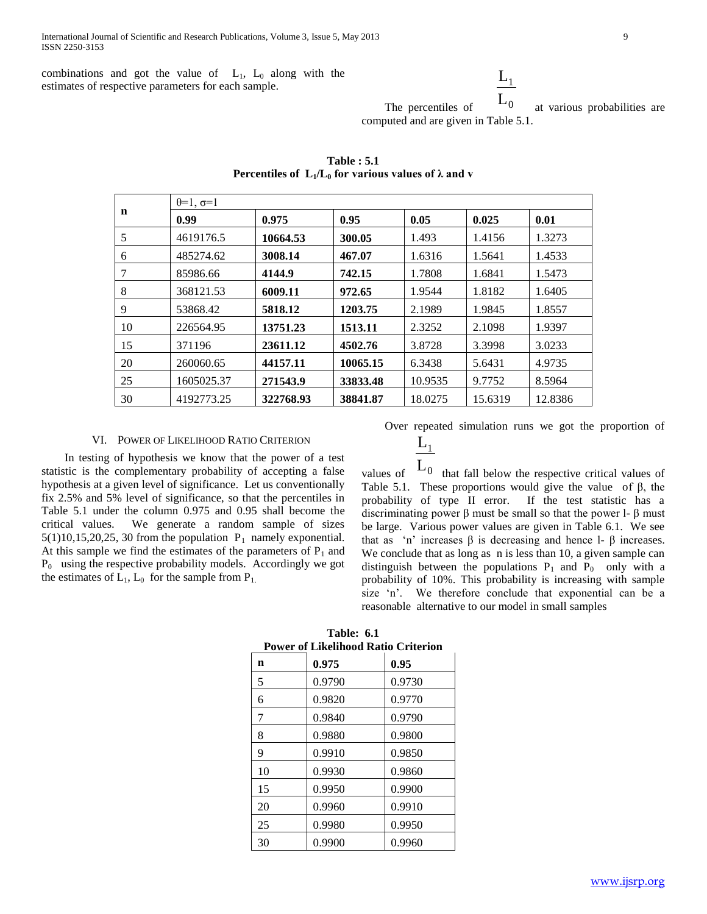combinations and got the value of $L_1$, $L_0$ along with the estimates of respective parameters for each sample.

The percentiles of $\frac{L_1}{L_0}$ at various probabilities are computed and are given in Table 5.1.

**Table : 5.1**
**Percentiles of $L_1/L_0$ for various values of λ and v**

| n | θ=1, σ=1 | | | | | |
|---|---|---|---|---|---|---|
| | **0.99** | **0.975** | **0.95** | **0.05** | **0.025** | **0.01** |
| 5 | 4619176.5 | **10664.53** | **300.05** | 1.493 | 1.4156 | 1.3273 |
| 6 | 485274.62 | **3008.14** | **467.07** | 1.6316 | 1.5641 | 1.4533 |
| 7 | 85986.66 | **4144.9** | **742.15** | 1.7808 | 1.6841 | 1.5473 |
| 8 | 368121.53 | **6009.11** | **972.65** | 1.9544 | 1.8182 | 1.6405 |
| 9 | 53868.42 | **5818.12** | **1203.75** | 2.1989 | 1.9845 | 1.8557 |
| 10 | 226564.95 | **13751.23** | **1513.11** | 2.3252 | 2.1098 | 1.9397 |
| 15 | 371196 | **23611.12** | **4502.76** | 3.8728 | 3.3998 | 3.0233 |
| 20 | 260060.65 | **44157.11** | **10065.15** | 6.3438 | 5.6431 | 4.9735 |
| 25 | 1605025.37 | **271543.9** | **33833.48** | 10.9535 | 9.7752 | 8.5964 |
| 30 | 4192773.25 | **322768.93** | **38841.87** | 18.0275 | 15.6319 | 12.8386 |

## VI. Power of Likelihood Ratio Criterion

In testing of hypothesis we know that the power of a test statistic is the complementary probability of accepting a false hypothesis at a given level of significance. Let us conventionally fix 2.5% and 5% level of significance, so that the percentiles in Table 5.1 under the column 0.975 and 0.95 shall become the critical values. We generate a random sample of sizes 5(1)10,15,20,25, 30 from the population $P_1$ namely exponential. At this sample we find the estimates of the parameters of $P_1$ and $P_0$ using the respective probability models. Accordingly we got the estimates of $L_1$, $L_0$ for the sample from $P_1$.

Over repeated simulation runs we got the proportion of values of $\frac{L_1}{L_0}$ that fall below the respective critical values of Table 5.1. These proportions would give the value of β, the probability of type II error. If the test statistic has a discriminating power β must be small so that the power l- β must be large. Various power values are given in Table 6.1. We see that as 'n' increases β is decreasing and hence l- β increases. We conclude that as long as n is less than 10, a given sample can distinguish between the populations $P_1$ and $P_0$ only with a probability of 10%. This probability is increasing with sample size 'n'. We therefore conclude that exponential can be a reasonable alternative to our model in small samples

**Table: 6.1**
**Power of Likelihood Ratio Criterion**

| n | 0.975 | 0.95 |
|---|---|---|
| 5 | 0.9790 | 0.9730 |
| 6 | 0.9820 | 0.9770 |
| 7 | 0.9840 | 0.9790 |
| 8 | 0.9880 | 0.9800 |
| 9 | 0.9910 | 0.9850 |
| 10 | 0.9930 | 0.9860 |
| 15 | 0.9950 | 0.9900 |
| 20 | 0.9960 | 0.9910 |
| 25 | 0.9980 | 0.9950 |
| 30 | 0.9900 | 0.9960 |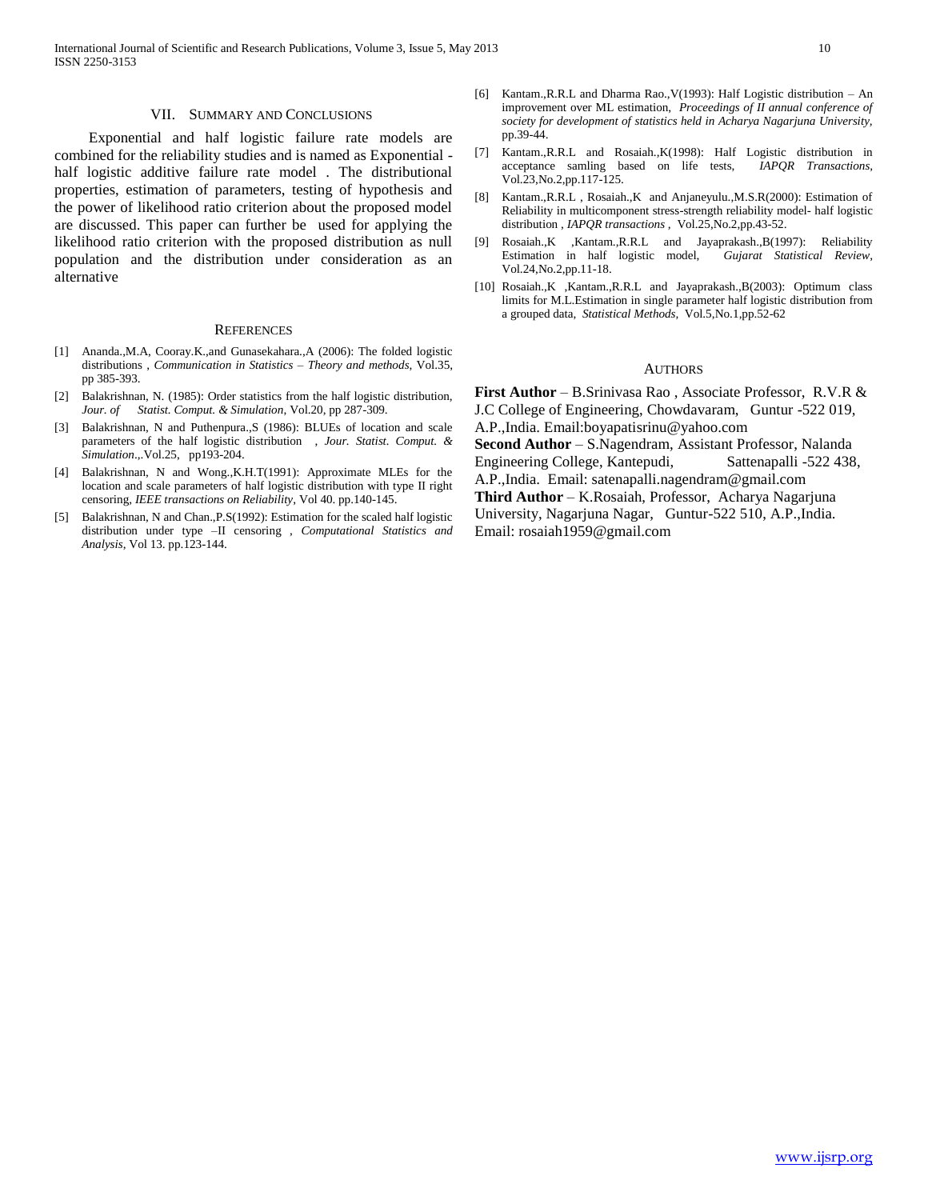## VII. Summary and Conclusions

Exponential and half logistic failure rate models are combined for the reliability studies and is named as Exponential - half logistic additive failure rate model . The distributional properties, estimation of parameters, testing of hypothesis and the power of likelihood ratio criterion about the proposed model are discussed. This paper can further be used for applying the likelihood ratio criterion with the proposed distribution as null population and the distribution under consideration as an alternative

## References

[1] Ananda.,M.A, Cooray.K.,and Gunasekahara.,A (2006): The folded logistic distributions , *Communication in Statistics – Theory and methods*, Vol.35, pp 385-393.

[2] Balakrishnan, N. (1985): Order statistics from the half logistic distribution, *Jour. of Statist. Comput. & Simulation*, Vol.20, pp 287-309.

[3] Balakrishnan, N and Puthenpura.,S (1986): BLUEs of location and scale parameters of the half logistic distribution , *Jour. Statist. Comput. & Simulation*.,.Vol.25, pp193-204.

[4] Balakrishnan, N and Wong.,K.H.T(1991): Approximate MLEs for the location and scale parameters of half logistic distribution with type II right censoring, *IEEE transactions on Reliability*, Vol 40. pp.140-145.

[5] Balakrishnan, N and Chan.,P.S(1992): Estimation for the scaled half logistic distribution under type –II censoring , *Computational Statistics and Analysis*, Vol 13. pp.123-144.

[6] Kantam.,R.R.L and Dharma Rao.,V(1993): Half Logistic distribution – An improvement over ML estimation, *Proceedings of II annual conference of society for development of statistics held in Acharya Nagarjuna University*, pp.39-44.

[7] Kantam.,R.R.L and Rosaiah.,K(1998): Half Logistic distribution in acceptance samling based on life tests, *IAPQR Transactions*, Vol.23,No.2,pp.117-125.

[8] Kantam.,R.R.L , Rosaiah.,K and Anjaneyulu.,M.S.R(2000): Estimation of Reliability in multicomponent stress-strength reliability model- half logistic distribution , *IAPQR transactions* , Vol.25,No.2,pp.43-52.

[9] Rosaiah.,K ,Kantam.,R.R.L and Jayaprakash.,B(1997): Reliability Estimation in half logistic model, *Gujarat Statistical Review*, Vol.24,No.2,pp.11-18.

[10] Rosaiah.,K ,Kantam.,R.R.L and Jayaprakash.,B(2003): Optimum class limits for M.L.Estimation in single parameter half logistic distribution from a grouped data, *Statistical Methods*, Vol.5,No.1,pp.52-62

## Authors

**First Author** – B.Srinivasa Rao , Associate Professor, R.V.R & J.C College of Engineering, Chowdavaram, Guntur -522 019, A.P.,India. Email:boyapatisrinu@yahoo.com

**Second Author** – S.Nagendram, Assistant Professor, Nalanda Engineering College, Kantepudi, Sattenapalli -522 438, A.P.,India. Email: satenapalli.nagendram@gmail.com

**Third Author** – K.Rosaiah, Professor, Acharya Nagarjuna University, Nagarjuna Nagar, Guntur-522 510, A.P.,India. Email: rosaiah1959@gmail.com